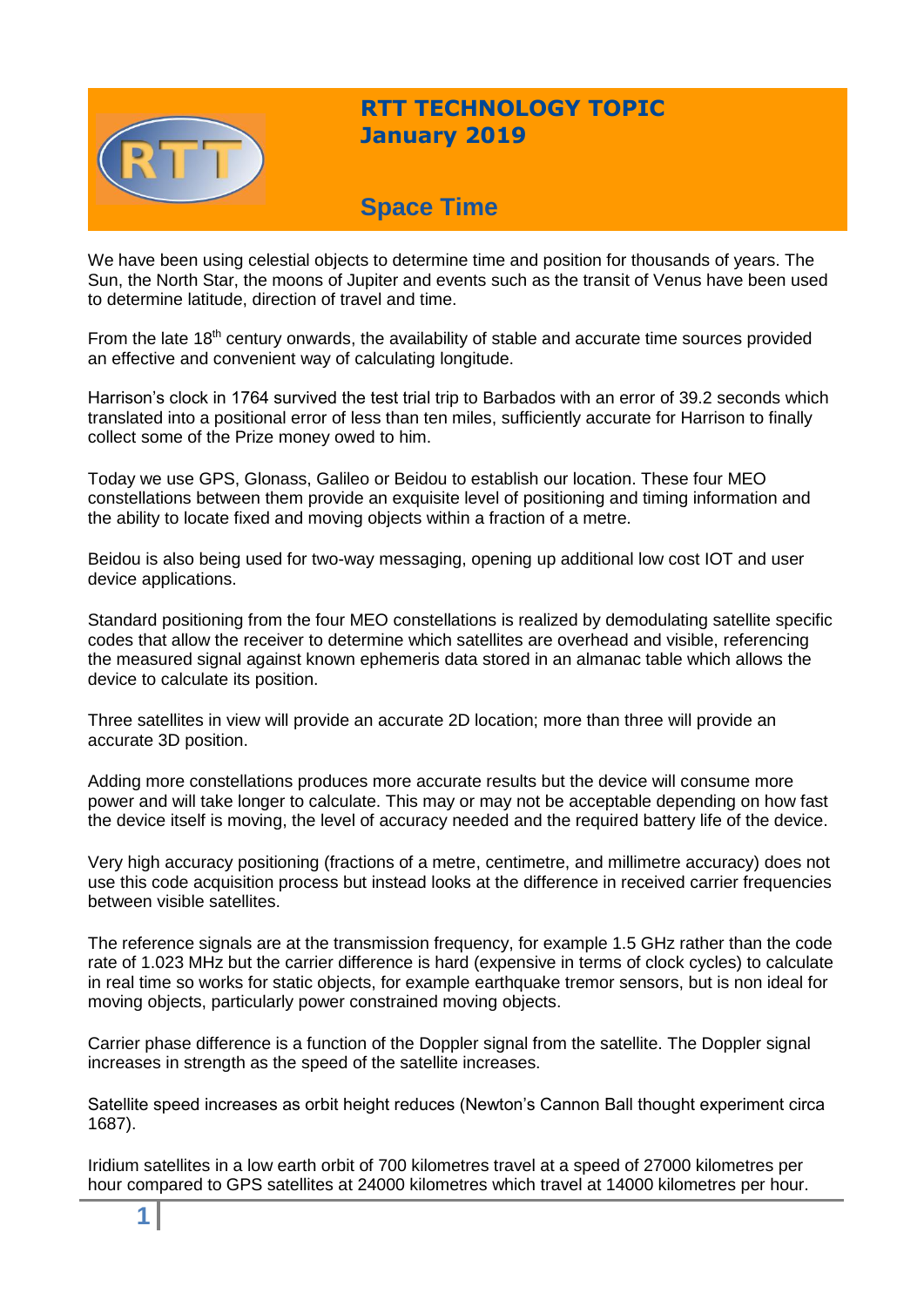# RTT TECHNOLOGY TOPIC
## January 2019

## Space Time

We have been using celestial objects to determine time and position for thousands of years. The Sun, the North Star, the moons of Jupiter and events such as the transit of Venus have been used to determine latitude, direction of travel and time.

From the late 18th century onwards, the availability of stable and accurate time sources provided an effective and convenient way of calculating longitude.

Harrison's clock in 1764 survived the test trial trip to Barbados with an error of 39.2 seconds which translated into a positional error of less than ten miles, sufficiently accurate for Harrison to finally collect some of the Prize money owed to him.

Today we use GPS, Glonass, Galileo or Beidou to establish our location. These four MEO constellations between them provide an exquisite level of positioning and timing information and the ability to locate fixed and moving objects within a fraction of a metre.

Beidou is also being used for two-way messaging, opening up additional low cost IOT and user device applications.

Standard positioning from the four MEO constellations is realized by demodulating satellite specific codes that allow the receiver to determine which satellites are overhead and visible, referencing the measured signal against known ephemeris data stored in an almanac table which allows the device to calculate its position.

Three satellites in view will provide an accurate 2D location; more than three will provide an accurate 3D position.

Adding more constellations produces more accurate results but the device will consume more power and will take longer to calculate. This may or may not be acceptable depending on how fast the device itself is moving, the level of accuracy needed and the required battery life of the device.

Very high accuracy positioning (fractions of a metre, centimetre, and millimetre accuracy) does not use this code acquisition process but instead looks at the difference in received carrier frequencies between visible satellites.

The reference signals are at the transmission frequency, for example 1.5 GHz rather than the code rate of 1.023 MHz but the carrier difference is hard (expensive in terms of clock cycles) to calculate in real time so works for static objects, for example earthquake tremor sensors, but is non ideal for moving objects, particularly power constrained moving objects.

Carrier phase difference is a function of the Doppler signal from the satellite. The Doppler signal increases in strength as the speed of the satellite increases.

Satellite speed increases as orbit height reduces (Newton's Cannon Ball thought experiment circa 1687).

Iridium satellites in a low earth orbit of 700 kilometres travel at a speed of 27000 kilometres per hour compared to GPS satellites at 24000 kilometres which travel at 14000 kilometres per hour.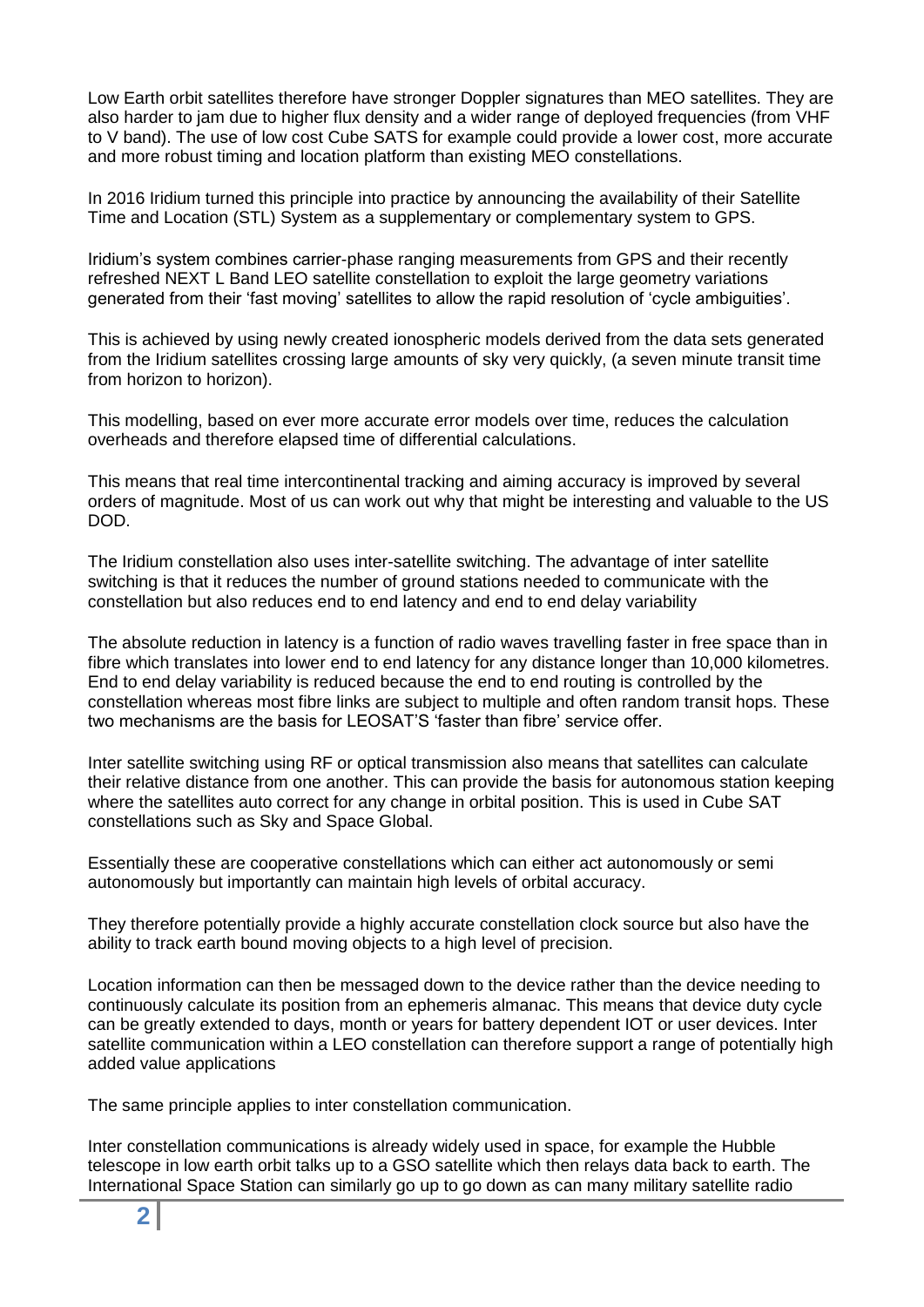Low Earth orbit satellites therefore have stronger Doppler signatures than MEO satellites. They are also harder to jam due to higher flux density and a wider range of deployed frequencies (from VHF to V band). The use of low cost Cube SATS for example could provide a lower cost, more accurate and more robust timing and location platform than existing MEO constellations.

In 2016 Iridium turned this principle into practice by announcing the availability of their Satellite Time and Location (STL) System as a supplementary or complementary system to GPS.

Iridium's system combines carrier-phase ranging measurements from GPS and their recently refreshed NEXT L Band LEO satellite constellation to exploit the large geometry variations generated from their 'fast moving' satellites to allow the rapid resolution of 'cycle ambiguities'.

This is achieved by using newly created ionospheric models derived from the data sets generated from the Iridium satellites crossing large amounts of sky very quickly, (a seven minute transit time from horizon to horizon).

This modelling, based on ever more accurate error models over time, reduces the calculation overheads and therefore elapsed time of differential calculations.

This means that real time intercontinental tracking and aiming accuracy is improved by several orders of magnitude. Most of us can work out why that might be interesting and valuable to the US DOD.

The Iridium constellation also uses inter-satellite switching. The advantage of inter satellite switching is that it reduces the number of ground stations needed to communicate with the constellation but also reduces end to end latency and end to end delay variability

The absolute reduction in latency is a function of radio waves travelling faster in free space than in fibre which translates into lower end to end latency for any distance longer than 10,000 kilometres. End to end delay variability is reduced because the end to end routing is controlled by the constellation whereas most fibre links are subject to multiple and often random transit hops. These two mechanisms are the basis for LEOSAT'S 'faster than fibre' service offer.

Inter satellite switching using RF or optical transmission also means that satellites can calculate their relative distance from one another. This can provide the basis for autonomous station keeping where the satellites auto correct for any change in orbital position. This is used in Cube SAT constellations such as Sky and Space Global.

Essentially these are cooperative constellations which can either act autonomously or semi autonomously but importantly can maintain high levels of orbital accuracy.

They therefore potentially provide a highly accurate constellation clock source but also have the ability to track earth bound moving objects to a high level of precision.

Location information can then be messaged down to the device rather than the device needing to continuously calculate its position from an ephemeris almanac. This means that device duty cycle can be greatly extended to days, month or years for battery dependent IOT or user devices. Inter satellite communication within a LEO constellation can therefore support a range of potentially high added value applications

The same principle applies to inter constellation communication.

Inter constellation communications is already widely used in space, for example the Hubble telescope in low earth orbit talks up to a GSO satellite which then relays data back to earth. The International Space Station can similarly go up to go down as can many military satellite radio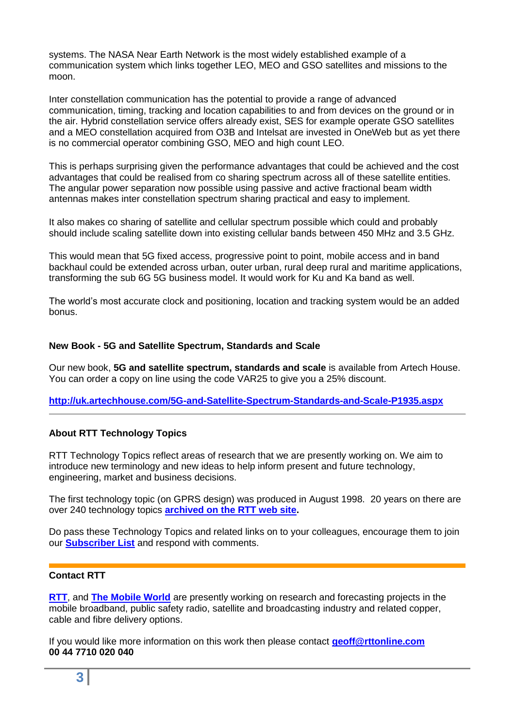systems. The NASA Near Earth Network is the most widely established example of a communication system which links together LEO, MEO and GSO satellites and missions to the moon.

Inter constellation communication has the potential to provide a range of advanced communication, timing, tracking and location capabilities to and from devices on the ground or in the air. Hybrid constellation service offers already exist, SES for example operate GSO satellites and a MEO constellation acquired from O3B and Intelsat are invested in OneWeb but as yet there is no commercial operator combining GSO, MEO and high count LEO.

This is perhaps surprising given the performance advantages that could be achieved and the cost advantages that could be realised from co sharing spectrum across all of these satellite entities. The angular power separation now possible using passive and active fractional beam width antennas makes inter constellation spectrum sharing practical and easy to implement.

It also makes co sharing of satellite and cellular spectrum possible which could and probably should include scaling satellite down into existing cellular bands between 450 MHz and 3.5 GHz.

This would mean that 5G fixed access, progressive point to point, mobile access and in band backhaul could be extended across urban, outer urban, rural deep rural and maritime applications, transforming the sub 6G 5G business model. It would work for Ku and Ka band as well.

The world's most accurate clock and positioning, location and tracking system would be an added bonus.

**New Book - 5G and Satellite Spectrum, Standards and Scale**

Our new book, **5G and satellite spectrum, standards and scale** is available from Artech House. You can order a copy on line using the code VAR25 to give you a 25% discount.

**http://uk.artechhouse.com/5G-and-Satellite-Spectrum-Standards-and-Scale-P1935.aspx**

---

**About RTT Technology Topics**

RTT Technology Topics reflect areas of research that we are presently working on. We aim to introduce new terminology and new ideas to help inform present and future technology, engineering, market and business decisions.

The first technology topic (on GPRS design) was produced in August 1998. 20 years on there are over 240 technology topics **archived on the RTT web site.**

Do pass these Technology Topics and related links on to your colleagues, encourage them to join our **Subscriber List** and respond with comments.

---

**Contact RTT**

**RTT**, and **The Mobile World** are presently working on research and forecasting projects in the mobile broadband, public safety radio, satellite and broadcasting industry and related copper, cable and fibre delivery options.

If you would like more information on this work then please contact **geoff@rttonline.com**
**00 44 7710 020 040**